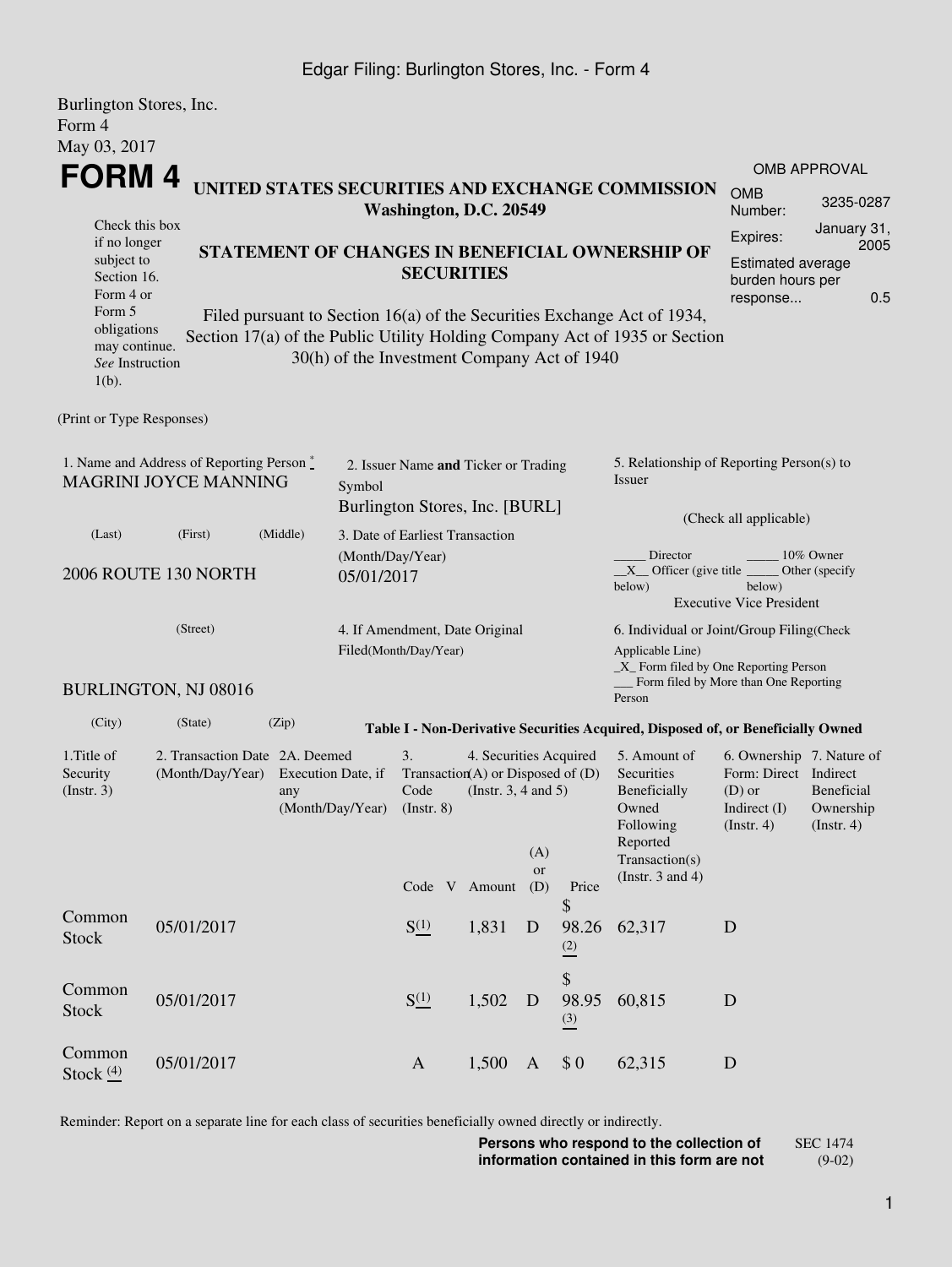Burlington Stores, Inc.
Form 4
May 03, 2017

# FORM 4

## UNITED STATES SECURITIES AND EXCHANGE COMMISSION
**Washington, D.C. 20549**

Check this box if no longer subject to Section 16. Form 4 or Form 5 obligations may continue. *See* Instruction 1(b).

## STATEMENT OF CHANGES IN BENEFICIAL OWNERSHIP OF SECURITIES

Filed pursuant to Section 16(a) of the Securities Exchange Act of 1934, Section 17(a) of the Public Utility Holding Company Act of 1935 or Section 30(h) of the Investment Company Act of 1940

| OMB APPROVAL | |
|---|---|
| OMB Number: | 3235-0287 |
| Expires: | January 31, 2005 |
| Estimated average burden hours per response... | 0.5 |

(Print or Type Responses)

1. Name and Address of Reporting Person *
MAGRINI JOYCE MANNING

(Last) (First) (Middle)

2006 ROUTE 130 NORTH

(Street)

BURLINGTON, NJ 08016

(City) (State) (Zip)

2. Issuer Name **and** Ticker or Trading Symbol
Burlington Stores, Inc. [BURL]

3. Date of Earliest Transaction (Month/Day/Year)
05/01/2017

4. If Amendment, Date Original Filed(Month/Day/Year)

5. Relationship of Reporting Person(s) to Issuer

(Check all applicable)

_____ Director _____ 10% Owner
__X__ Officer (give title below) _____ Other (specify below)
Executive Vice President

6. Individual or Joint/Group Filing(Check Applicable Line)
_X_ Form filed by One Reporting Person
___ Form filed by More than One Reporting Person

**Table I - Non-Derivative Securities Acquired, Disposed of, or Beneficially Owned**

| 1.Title of Security (Instr. 3) | 2. Transaction Date (Month/Day/Year) | 2A. Deemed Execution Date, if any (Month/Day/Year) | 3. Transaction Code (Instr. 8) | | 4. Securities Acquired (A) or Disposed of (D) (Instr. 3, 4 and 5) | | | 5. Amount of Securities Beneficially Owned Following Reported Transaction(s) (Instr. 3 and 4) | 6. Ownership Form: Direct (D) or Indirect (I) (Instr. 4) | 7. Nature of Indirect Beneficial Ownership (Instr. 4) |
|---|---|---|---|---|---|---|---|---|---|---|
| | | | Code | V | Amount | (A) or (D) | Price | | | |
| Common Stock | 05/01/2017 | | S (1) | | 1,831 | D | $ 98.26 (2) | 62,317 | D | |
| Common Stock | 05/01/2017 | | S (1) | | 1,502 | D | $ 98.95 (3) | 60,815 | D | |
| Common Stock (4) | 05/01/2017 | | A | | 1,500 | A | $ 0 | 62,315 | D | |

Reminder: Report on a separate line for each class of securities beneficially owned directly or indirectly.

**Persons who respond to the collection of information contained in this form are not**

SEC 1474 (9-02)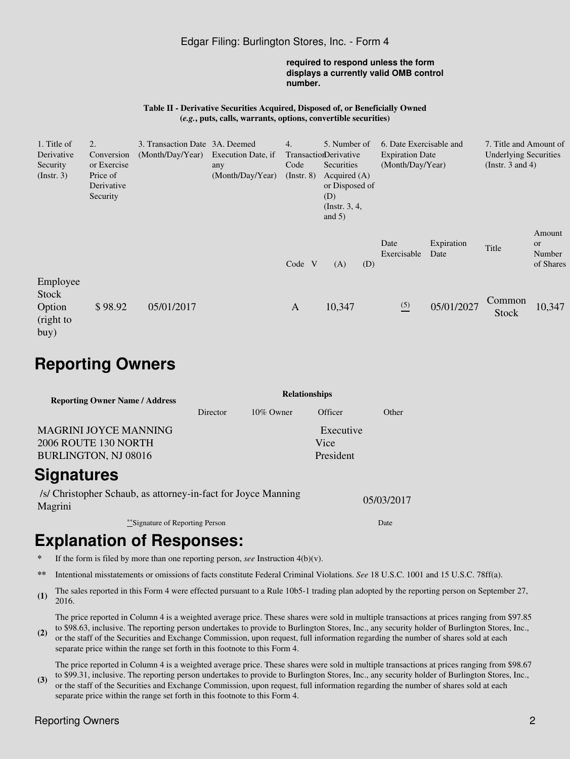required to respond unless the form displays a currently valid OMB control number.

**Table II - Derivative Securities Acquired, Disposed of, or Beneficially Owned (*e.g.*, puts, calls, warrants, options, convertible securities)**

| 1. Title of Derivative Security (Instr. 3) | 2. Conversion or Exercise Price of Derivative Security | 3. Transaction Date (Month/Day/Year) | 3A. Deemed Execution Date, if any (Month/Day/Year) | 4. Transaction Code (Instr. 8) | | 5. Number of Derivative Securities Acquired (A) or Disposed of (D) (Instr. 3, 4, and 5) | | 6. Date Exercisable and Expiration Date (Month/Day/Year) | | 7. Title and Amount of Underlying Securities (Instr. 3 and 4) | |
|---|---|---|---|---|---|---|---|---|---|---|---|
| | | | | Code | V | (A) | (D) | Date Exercisable | Expiration Date | Title | Amount or Number of Shares |
| Employee Stock Option (right to buy) | $ 98.92 | 05/01/2017 | | A | | 10,347 | | (5) | 05/01/2027 | Common Stock | 10,347 |

# Reporting Owners

| Reporting Owner Name / Address | Relationships | | | |
|---|---|---|---|---|
| | Director | 10% Owner | Officer | Other |
| MAGRINI JOYCE MANNING<br>2006 ROUTE 130 NORTH<br>BURLINGTON, NJ 08016 | | | Executive Vice President | |

# Signatures

| /s/ Christopher Schaub, as attorney-in-fact for Joyce Manning Magrini | 05/03/2017 |
|---|---|
| **Signature of Reporting Person | Date |

# Explanation of Responses:

\* If the form is filed by more than one reporting person, *see* Instruction 4(b)(v).

\*\* Intentional misstatements or omissions of facts constitute Federal Criminal Violations. *See* 18 U.S.C. 1001 and 15 U.S.C. 78ff(a).

**(1)** The sales reported in this Form 4 were effected pursuant to a Rule 10b5-1 trading plan adopted by the reporting person on September 27, 2016.

**(2)** The price reported in Column 4 is a weighted average price. These shares were sold in multiple transactions at prices ranging from $97.85 to $98.63, inclusive. The reporting person undertakes to provide to Burlington Stores, Inc., any security holder of Burlington Stores, Inc., or the staff of the Securities and Exchange Commission, upon request, full information regarding the number of shares sold at each separate price within the range set forth in this footnote to this Form 4.

**(3)** The price reported in Column 4 is a weighted average price. These shares were sold in multiple transactions at prices ranging from $98.67 to $99.31, inclusive. The reporting person undertakes to provide to Burlington Stores, Inc., any security holder of Burlington Stores, Inc., or the staff of the Securities and Exchange Commission, upon request, full information regarding the number of shares sold at each separate price within the range set forth in this footnote to this Form 4.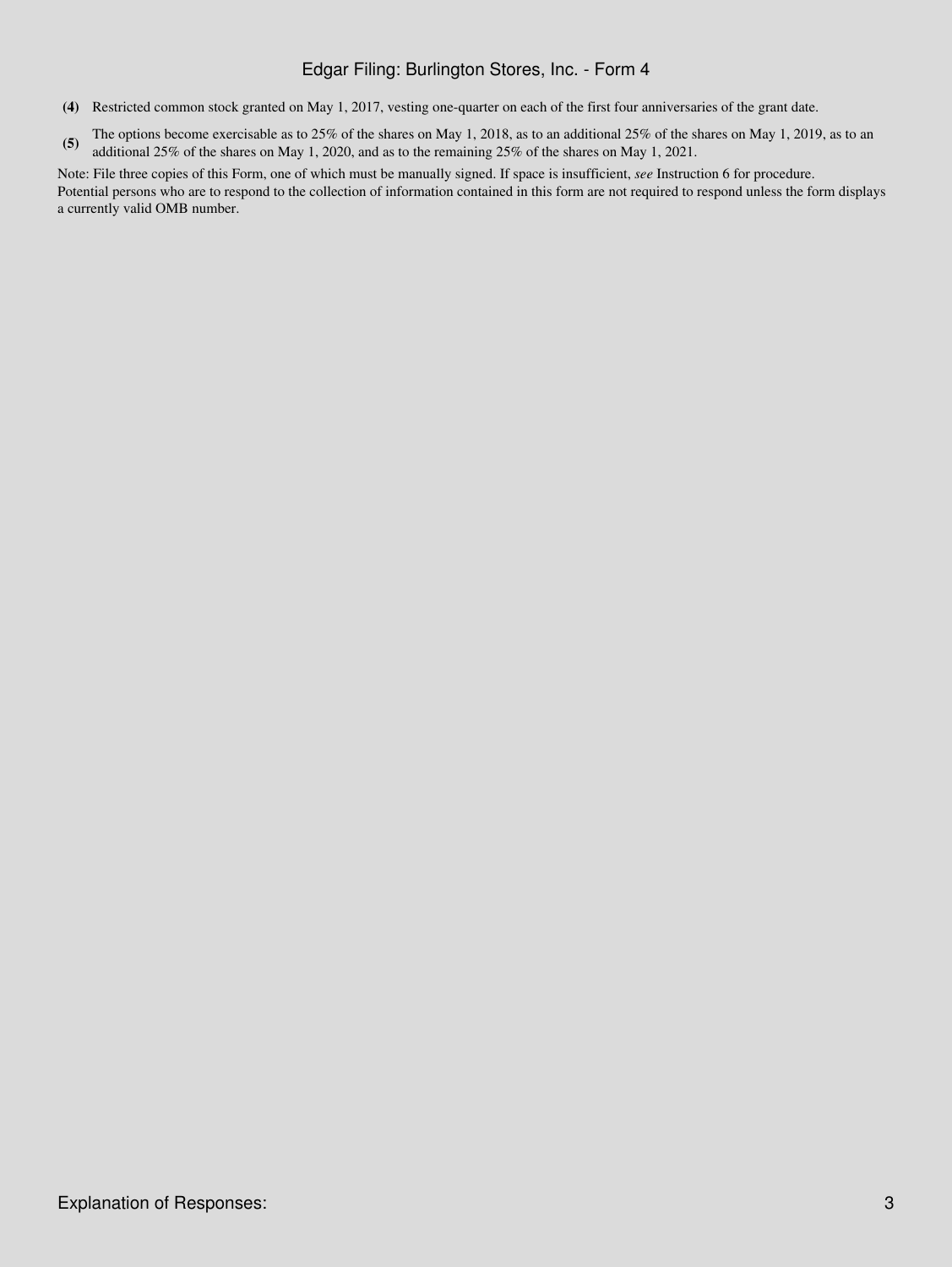**(4)** Restricted common stock granted on May 1, 2017, vesting one-quarter on each of the first four anniversaries of the grant date.

**(5)** The options become exercisable as to 25% of the shares on May 1, 2018, as to an additional 25% of the shares on May 1, 2019, as to an additional 25% of the shares on May 1, 2020, and as to the remaining 25% of the shares on May 1, 2021.

Note: File three copies of this Form, one of which must be manually signed. If space is insufficient, *see* Instruction 6 for procedure.
Potential persons who are to respond to the collection of information contained in this form are not required to respond unless the form displays a currently valid OMB number.